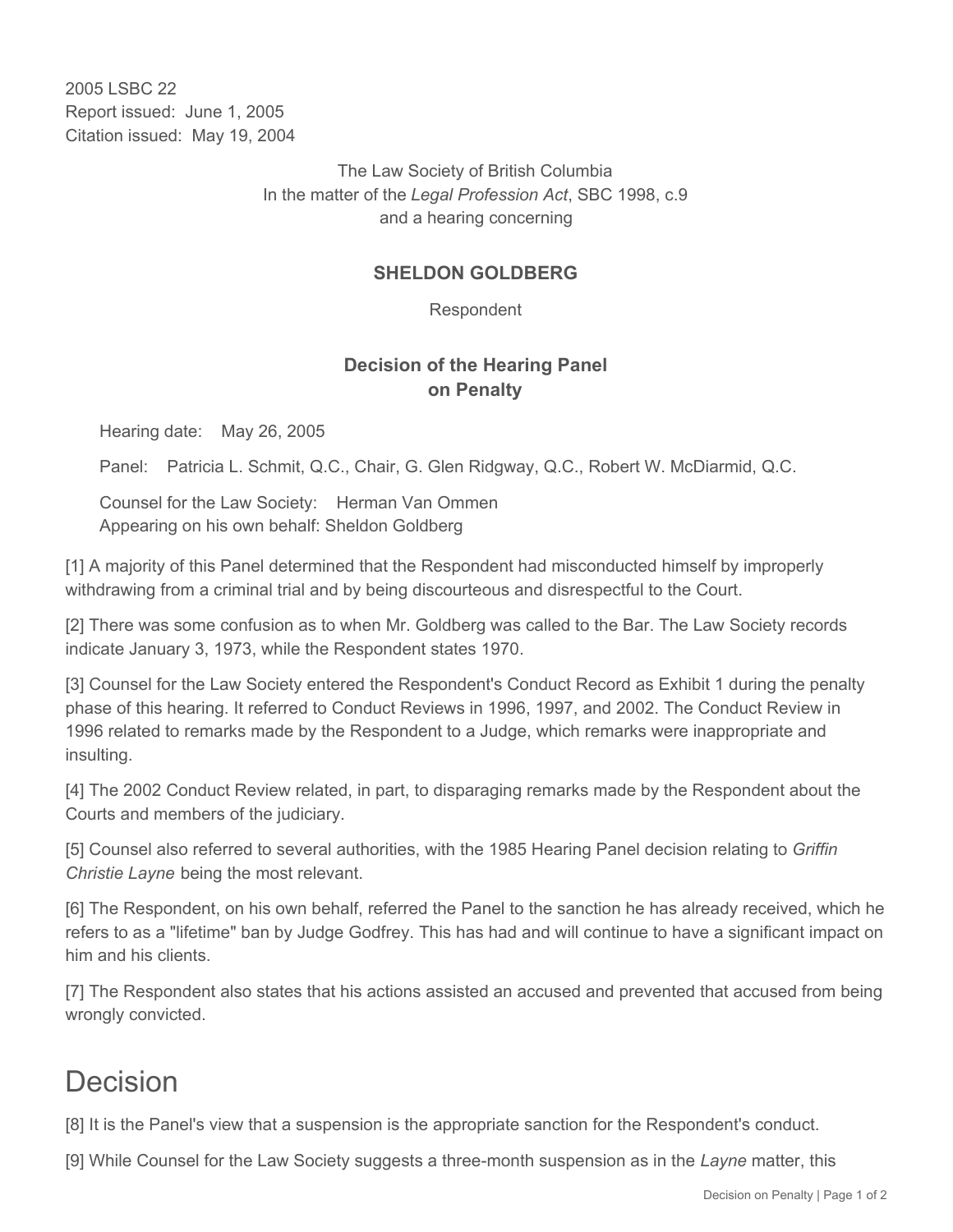2005 LSBC 22
Report issued: June 1, 2005
Citation issued: May 19, 2004

The Law Society of British Columbia
In the matter of the *Legal Profession Act*, SBC 1998, c.9
and a hearing concerning

**SHELDON GOLDBERG**

Respondent

**Decision of the Hearing Panel on Penalty**

Hearing date: May 26, 2005

Panel: Patricia L. Schmit, Q.C., Chair, G. Glen Ridgway, Q.C., Robert W. McDiarmid, Q.C.

Counsel for the Law Society: Herman Van Ommen
Appearing on his own behalf: Sheldon Goldberg

[1] A majority of this Panel determined that the Respondent had misconducted himself by improperly withdrawing from a criminal trial and by being discourteous and disrespectful to the Court.

[2] There was some confusion as to when Mr. Goldberg was called to the Bar. The Law Society records indicate January 3, 1973, while the Respondent states 1970.

[3] Counsel for the Law Society entered the Respondent's Conduct Record as Exhibit 1 during the penalty phase of this hearing. It referred to Conduct Reviews in 1996, 1997, and 2002. The Conduct Review in 1996 related to remarks made by the Respondent to a Judge, which remarks were inappropriate and insulting.

[4] The 2002 Conduct Review related, in part, to disparaging remarks made by the Respondent about the Courts and members of the judiciary.

[5] Counsel also referred to several authorities, with the 1985 Hearing Panel decision relating to *Griffin Christie Layne* being the most relevant.

[6] The Respondent, on his own behalf, referred the Panel to the sanction he has already received, which he refers to as a "lifetime" ban by Judge Godfrey. This has had and will continue to have a significant impact on him and his clients.

[7] The Respondent also states that his actions assisted an accused and prevented that accused from being wrongly convicted.

# Decision

[8] It is the Panel's view that a suspension is the appropriate sanction for the Respondent's conduct.

[9] While Counsel for the Law Society suggests a three-month suspension as in the *Layne* matter, this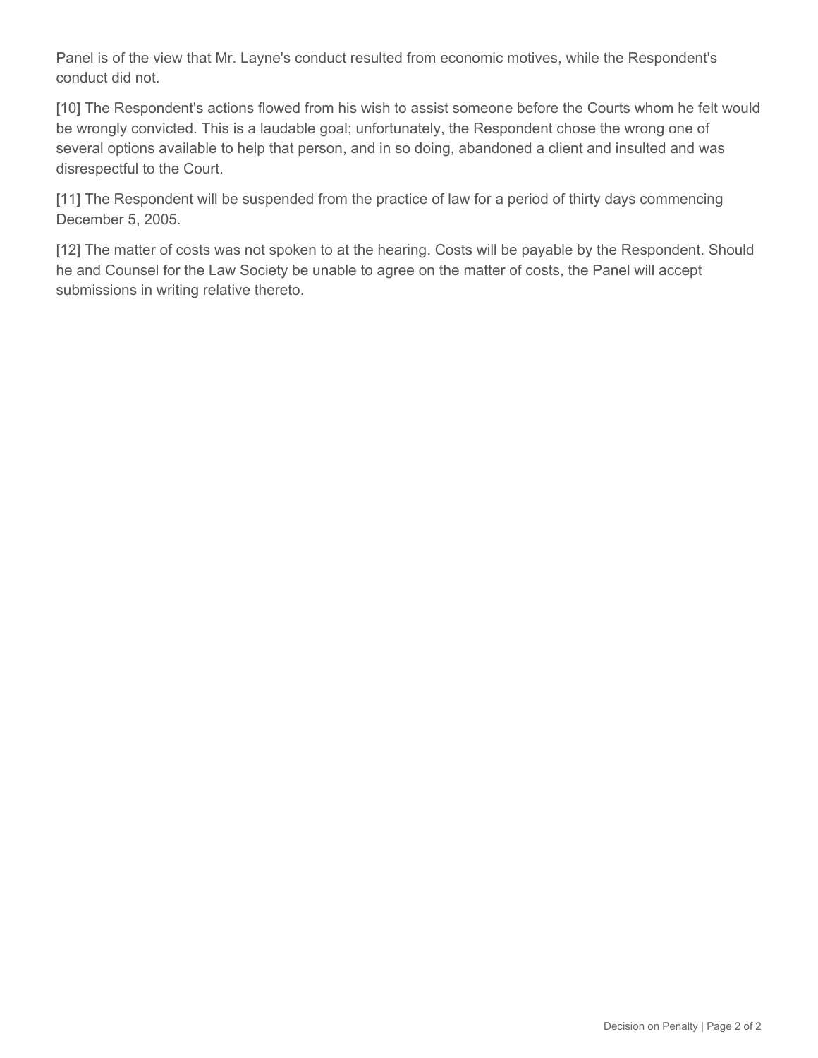Panel is of the view that Mr. Layne's conduct resulted from economic motives, while the Respondent's conduct did not.

[10] The Respondent's actions flowed from his wish to assist someone before the Courts whom he felt would be wrongly convicted. This is a laudable goal; unfortunately, the Respondent chose the wrong one of several options available to help that person, and in so doing, abandoned a client and insulted and was disrespectful to the Court.

[11] The Respondent will be suspended from the practice of law for a period of thirty days commencing December 5, 2005.

[12] The matter of costs was not spoken to at the hearing. Costs will be payable by the Respondent. Should he and Counsel for the Law Society be unable to agree on the matter of costs, the Panel will accept submissions in writing relative thereto.